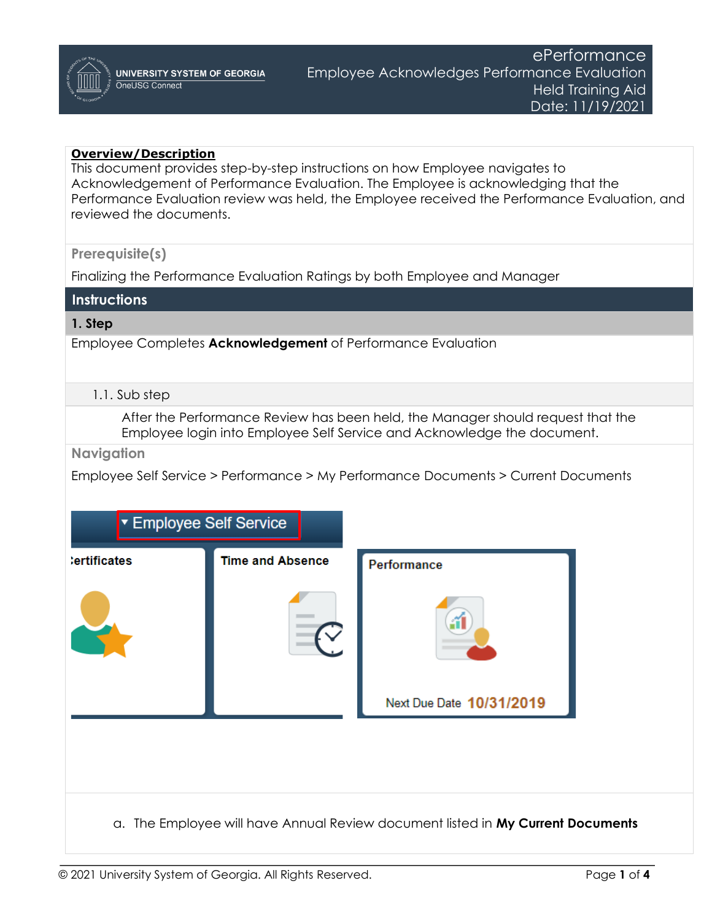# ePerformance
## Employee Acknowledges Performance Evaluation Held Training Aid
Date: 11/19/2021

**Overview/Description**

This document provides step-by-step instructions on how Employee navigates to Acknowledgement of Performance Evaluation. The Employee is acknowledging that the Performance Evaluation review was held, the Employee received the Performance Evaluation, and reviewed the documents.

### Prerequisite(s)

Finalizing the Performance Evaluation Ratings by both Employee and Manager

## Instructions

### 1. Step

Employee Completes **Acknowledgement** of Performance Evaluation

#### 1.1. Sub step

After the Performance Review has been held, the Manager should request that the Employee login into Employee Self Service and Acknowledge the document.

### Navigation

Employee Self Service > Performance > My Performance Documents > Current Documents

a. The Employee will have Annual Review document listed in **My Current Documents**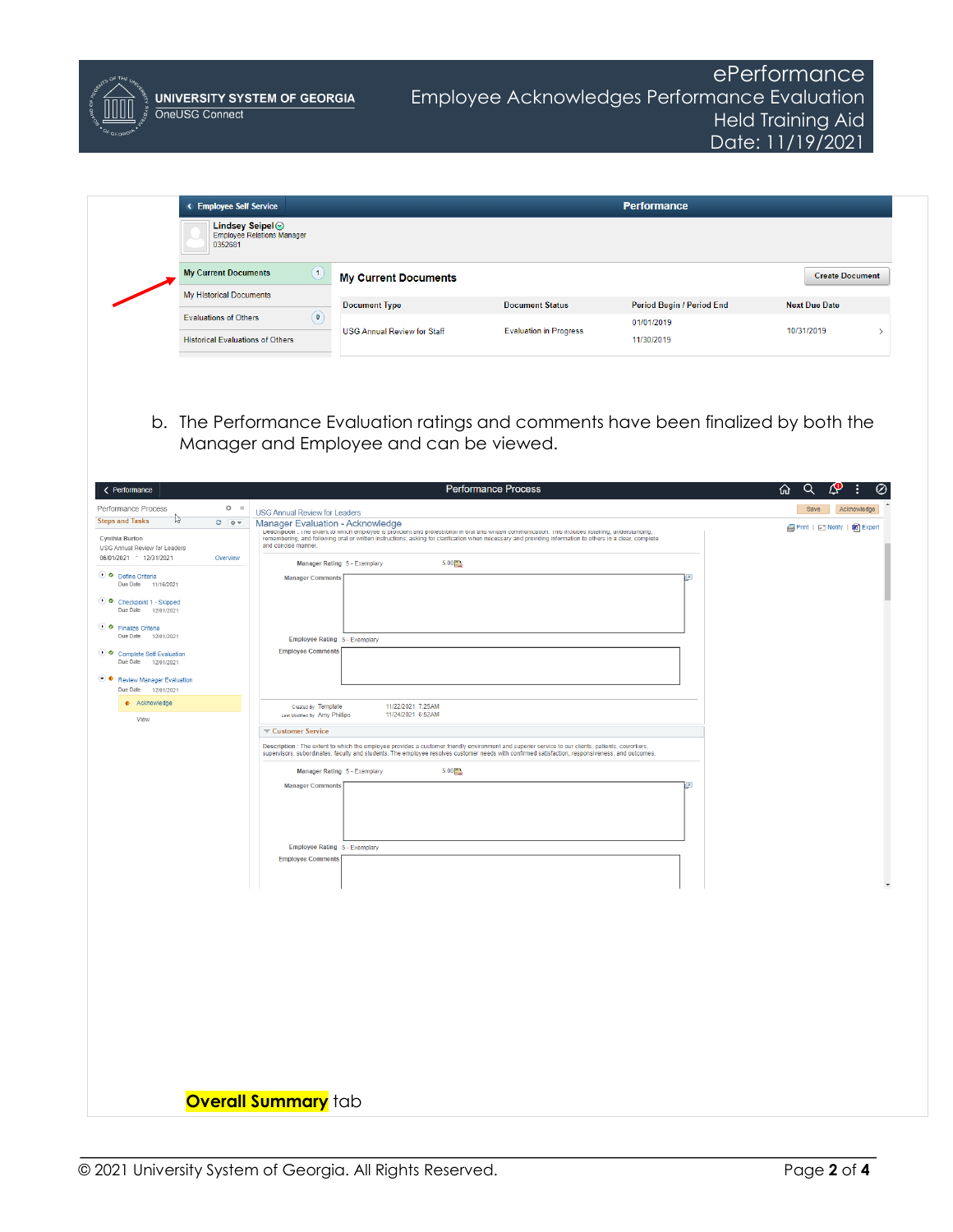b. The Performance Evaluation ratings and comments have been finalized by both the Manager and Employee and can be viewed.

**Overall Summary** tab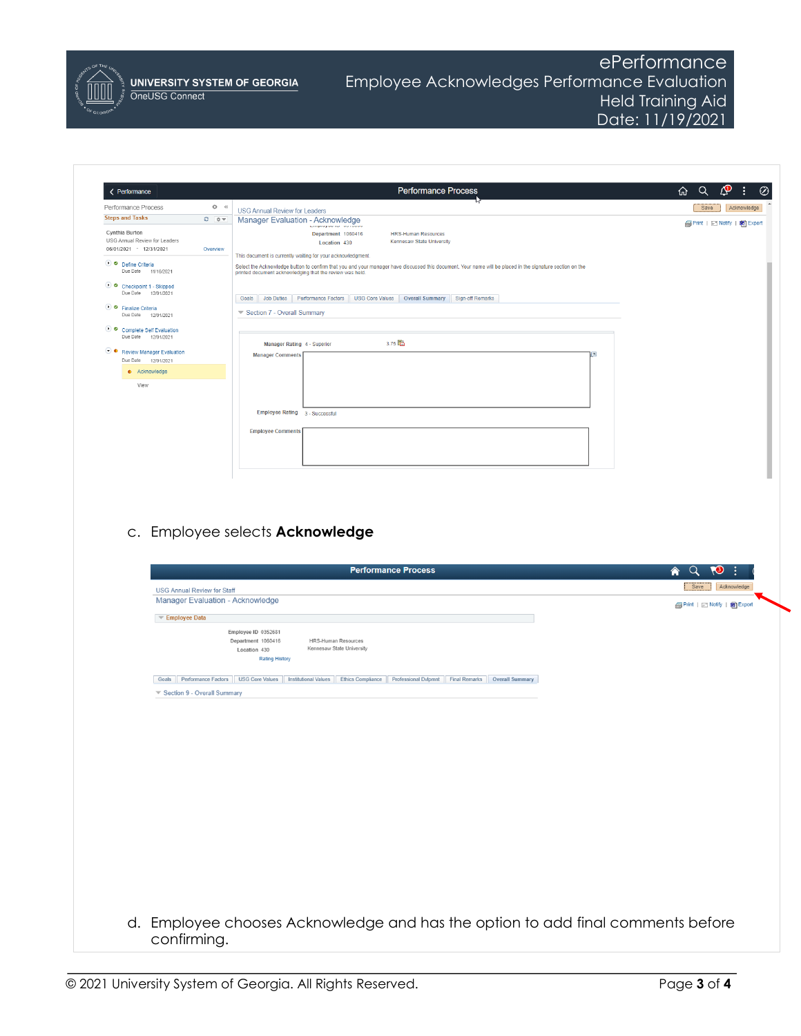c. Employee selects **Acknowledge**

d. Employee chooses Acknowledge and has the option to add final comments before confirming.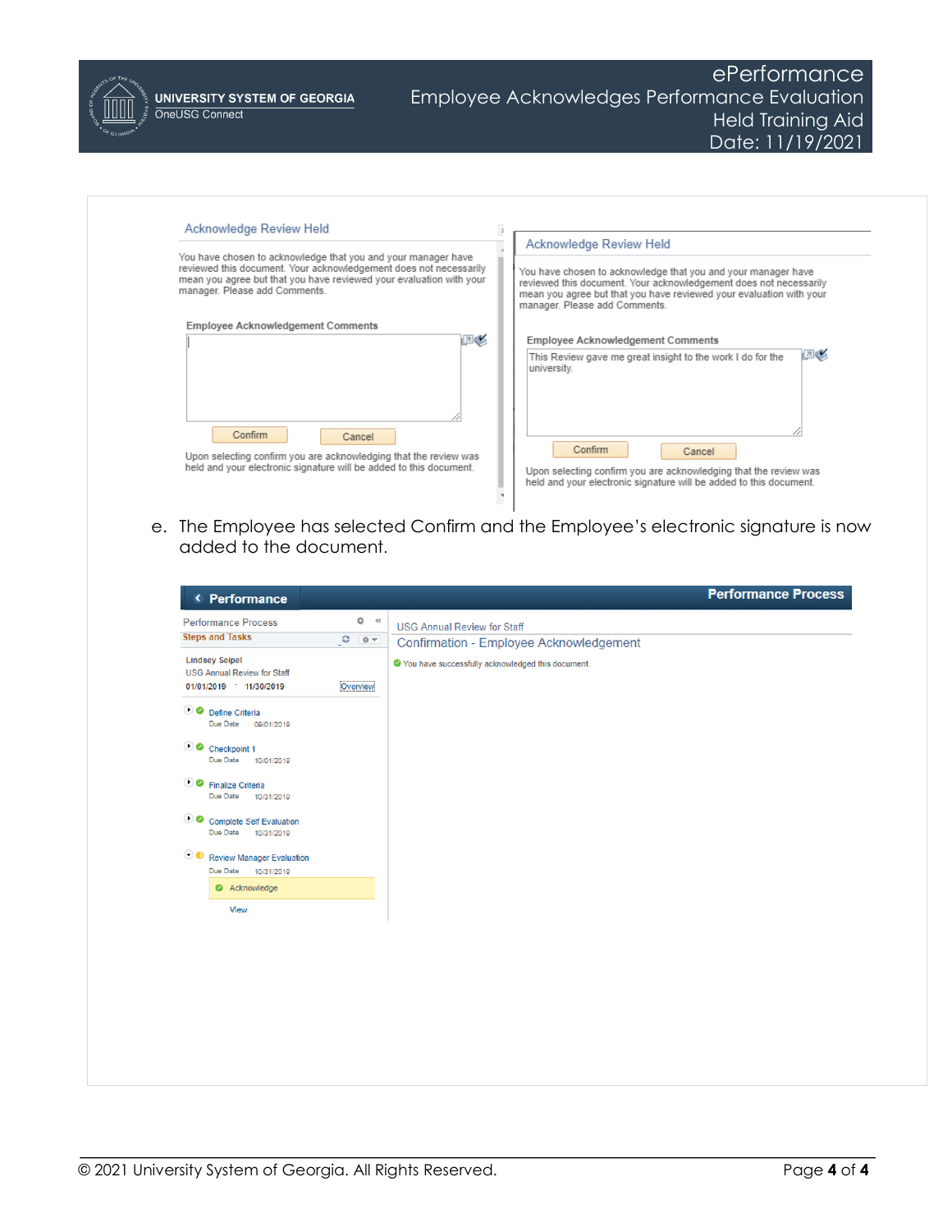Acknowledge Review Held

You have chosen to acknowledge that you and your manager have reviewed this document. Your acknowledgement does not necessarily mean you agree but that you have reviewed your evaluation with your manager. Please add Comments.

Employee Acknowledgement Comments

Confirm Cancel

Upon selecting confirm you are acknowledging that the review was held and your electronic signature will be added to this document.

Acknowledge Review Held

You have chosen to acknowledge that you and your manager have reviewed this document. Your acknowledgement does not necessarily mean you agree but that you have reviewed your evaluation with your manager. Please add Comments.

Employee Acknowledgement Comments

This Review gave me great insight to the work I do for the university.

Confirm Cancel

Upon selecting confirm you are acknowledging that the review was held and your electronic signature will be added to this document.

e. The Employee has selected Confirm and the Employee's electronic signature is now added to the document.

Performance | Performance Process

Performance Process

Steps and Tasks

Lindsey Seipel
USG Annual Review for Staff
01/01/2019 - 11/30/2019 Overview

Define Criteria
Due Date 09/01/2019

Checkpoint 1
Due Date 10/01/2019

Finalize Criteria
Due Date 10/31/2019

Complete Self Evaluation
Due Date 10/31/2019

Review Manager Evaluation
Due Date 10/31/2019

Acknowledge

View

USG Annual Review for Staff

Confirmation - Employee Acknowledgement

You have successfully acknowledged this document.